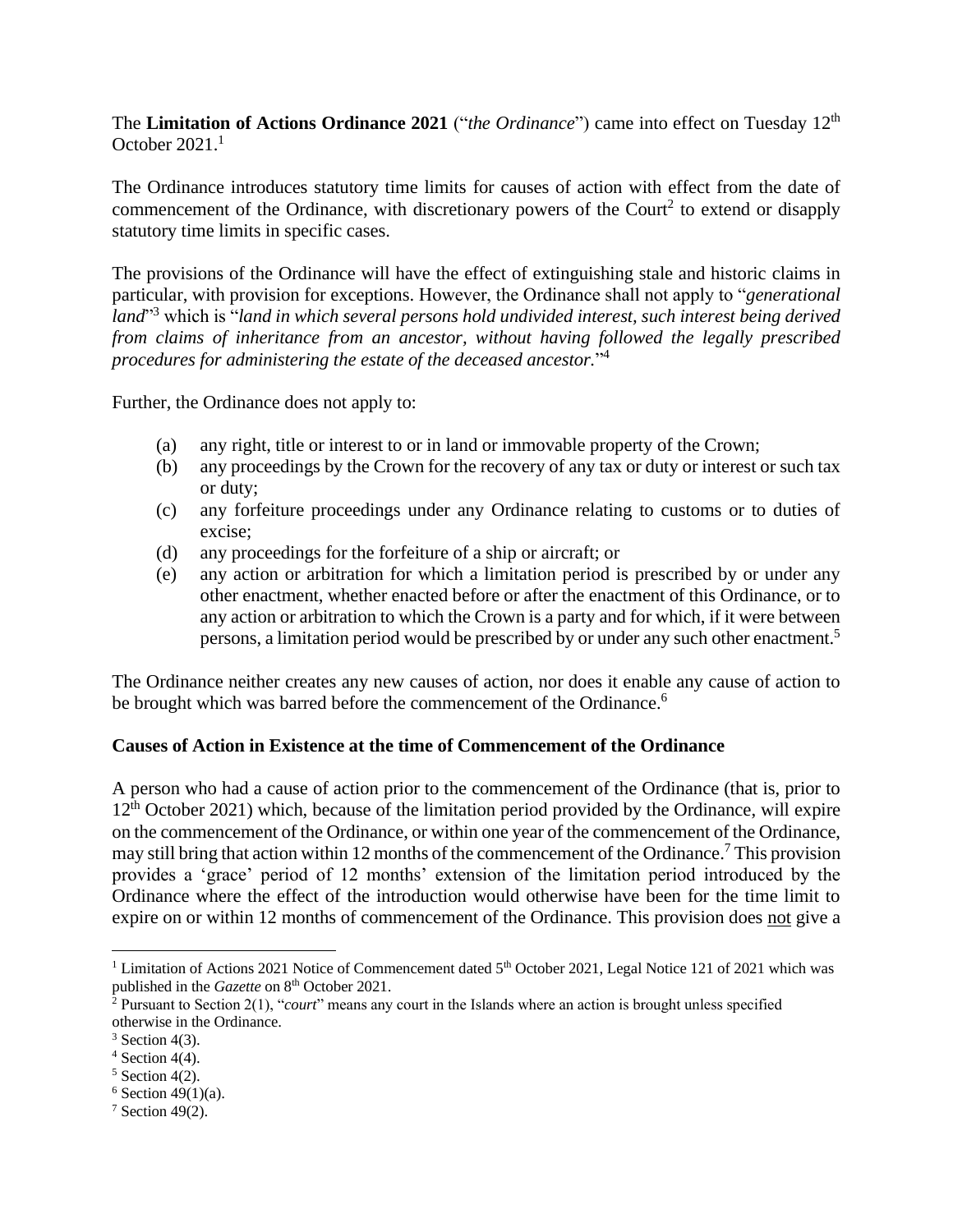The **Limitation of Actions Ordinance 2021** ("*the Ordinance*") came into effect on Tuesday 12th October 2021.[1]

The Ordinance introduces statutory time limits for causes of action with effect from the date of commencement of the Ordinance, with discretionary powers of the Court[2] to extend or disapply statutory time limits in specific cases.

The provisions of the Ordinance will have the effect of extinguishing stale and historic claims in particular, with provision for exceptions. However, the Ordinance shall not apply to "*generational land*"[3] which is "*land in which several persons hold undivided interest, such interest being derived from claims of inheritance from an ancestor, without having followed the legally prescribed procedures for administering the estate of the deceased ancestor.*"[4]

Further, the Ordinance does not apply to:

- (a) any right, title or interest to or in land or immovable property of the Crown;
- (b) any proceedings by the Crown for the recovery of any tax or duty or interest or such tax or duty;
- (c) any forfeiture proceedings under any Ordinance relating to customs or to duties of excise;
- (d) any proceedings for the forfeiture of a ship or aircraft; or
- (e) any action or arbitration for which a limitation period is prescribed by or under any other enactment, whether enacted before or after the enactment of this Ordinance, or to any action or arbitration to which the Crown is a party and for which, if it were between persons, a limitation period would be prescribed by or under any such other enactment.[5]

The Ordinance neither creates any new causes of action, nor does it enable any cause of action to be brought which was barred before the commencement of the Ordinance.[6]

**Causes of Action in Existence at the time of Commencement of the Ordinance**

A person who had a cause of action prior to the commencement of the Ordinance (that is, prior to 12th October 2021) which, because of the limitation period provided by the Ordinance, will expire on the commencement of the Ordinance, or within one year of the commencement of the Ordinance, may still bring that action within 12 months of the commencement of the Ordinance.[7] This provision provides a 'grace' period of 12 months' extension of the limitation period introduced by the Ordinance where the effect of the introduction would otherwise have been for the time limit to expire on or within 12 months of commencement of the Ordinance. This provision does not give a

---

[1] Limitation of Actions 2021 Notice of Commencement dated 5th October 2021, Legal Notice 121 of 2021 which was published in the *Gazette* on 8th October 2021.

[2] Pursuant to Section 2(1), "*court*" means any court in the Islands where an action is brought unless specified otherwise in the Ordinance.

[3] Section 4(3).

[4] Section 4(4).

[5] Section 4(2).

[6] Section 49(1)(a).

[7] Section 49(2).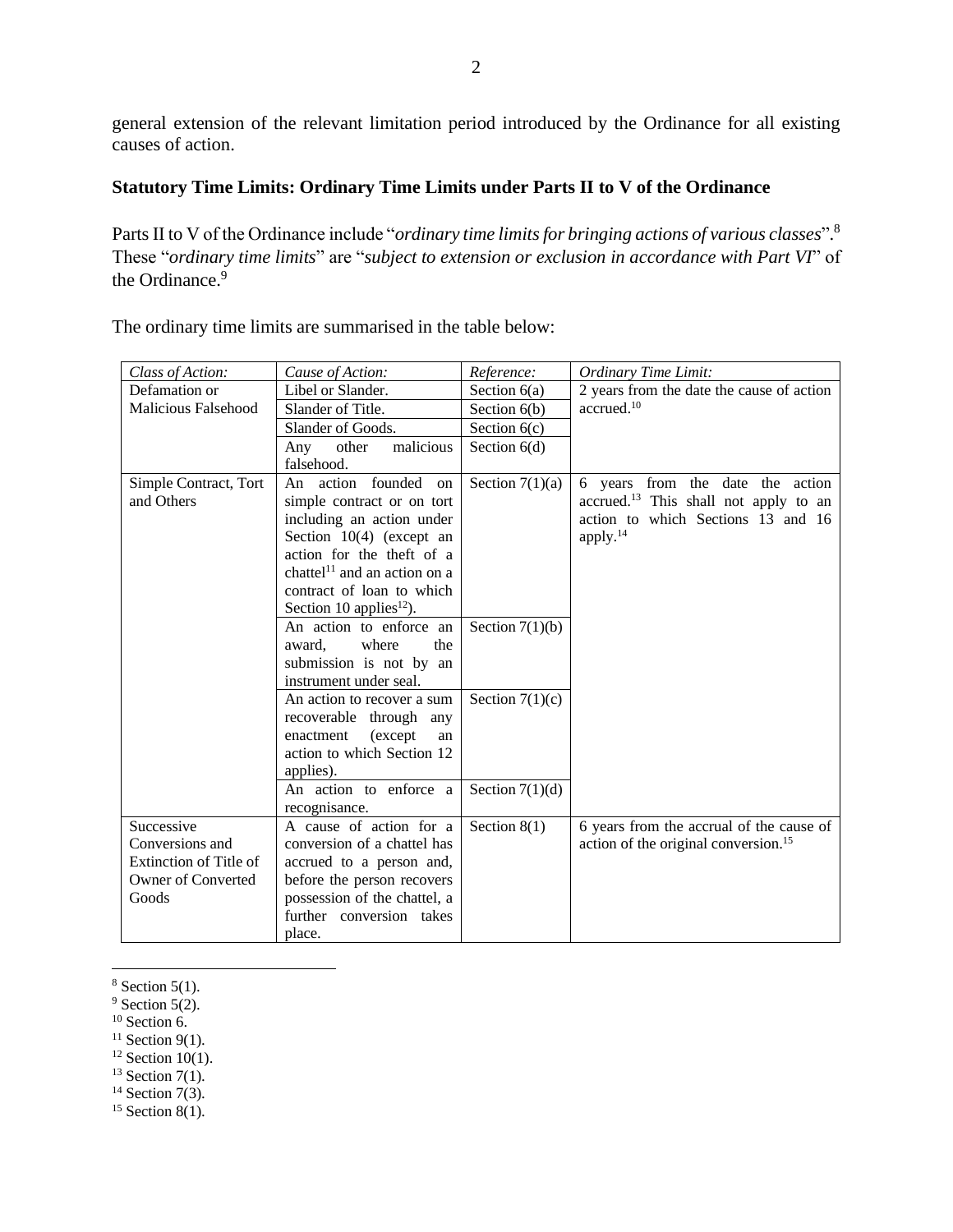general extension of the relevant limitation period introduced by the Ordinance for all existing causes of action.

**Statutory Time Limits: Ordinary Time Limits under Parts II to V of the Ordinance**

Parts II to V of the Ordinance include "*ordinary time limits for bringing actions of various classes*".[8] These "*ordinary time limits*" are "*subject to extension or exclusion in accordance with Part VI*" of the Ordinance.[9]

The ordinary time limits are summarised in the table below:

| *Class of Action:* | *Cause of Action:* | *Reference:* | *Ordinary Time Limit:* |
|---|---|---|---|
| Defamation or Malicious Falsehood | Libel or Slander. | Section 6(a) | 2 years from the date the cause of action accrued.[10] |
| | Slander of Title. | Section 6(b) | |
| | Slander of Goods. | Section 6(c) | |
| | Any other malicious falsehood. | Section 6(d) | |
| Simple Contract, Tort and Others | An action founded on simple contract or on tort including an action under Section 10(4) (except an action for the theft of a chattel[11] and an action on a contract of loan to which Section 10 applies[12]). | Section 7(1)(a) | 6 years from the date the action accrued.[13] This shall not apply to an action to which Sections 13 and 16 apply.[14] |
| | An action to enforce an award, where the submission is not by an instrument under seal. | Section 7(1)(b) | |
| | An action to recover a sum recoverable through any enactment (except an action to which Section 12 applies). | Section 7(1)(c) | |
| | An action to enforce a recognisance. | Section 7(1)(d) | |
| Successive Conversions and Extinction of Title of Owner of Converted Goods | A cause of action for a conversion of a chattel has accrued to a person and, before the person recovers possession of the chattel, a further conversion takes place. | Section 8(1) | 6 years from the accrual of the cause of action of the original conversion.[15] |

---

[8] Section 5(1).
[9] Section 5(2).
[10] Section 6.
[11] Section 9(1).
[12] Section 10(1).
[13] Section 7(1).
[14] Section 7(3).
[15] Section 8(1).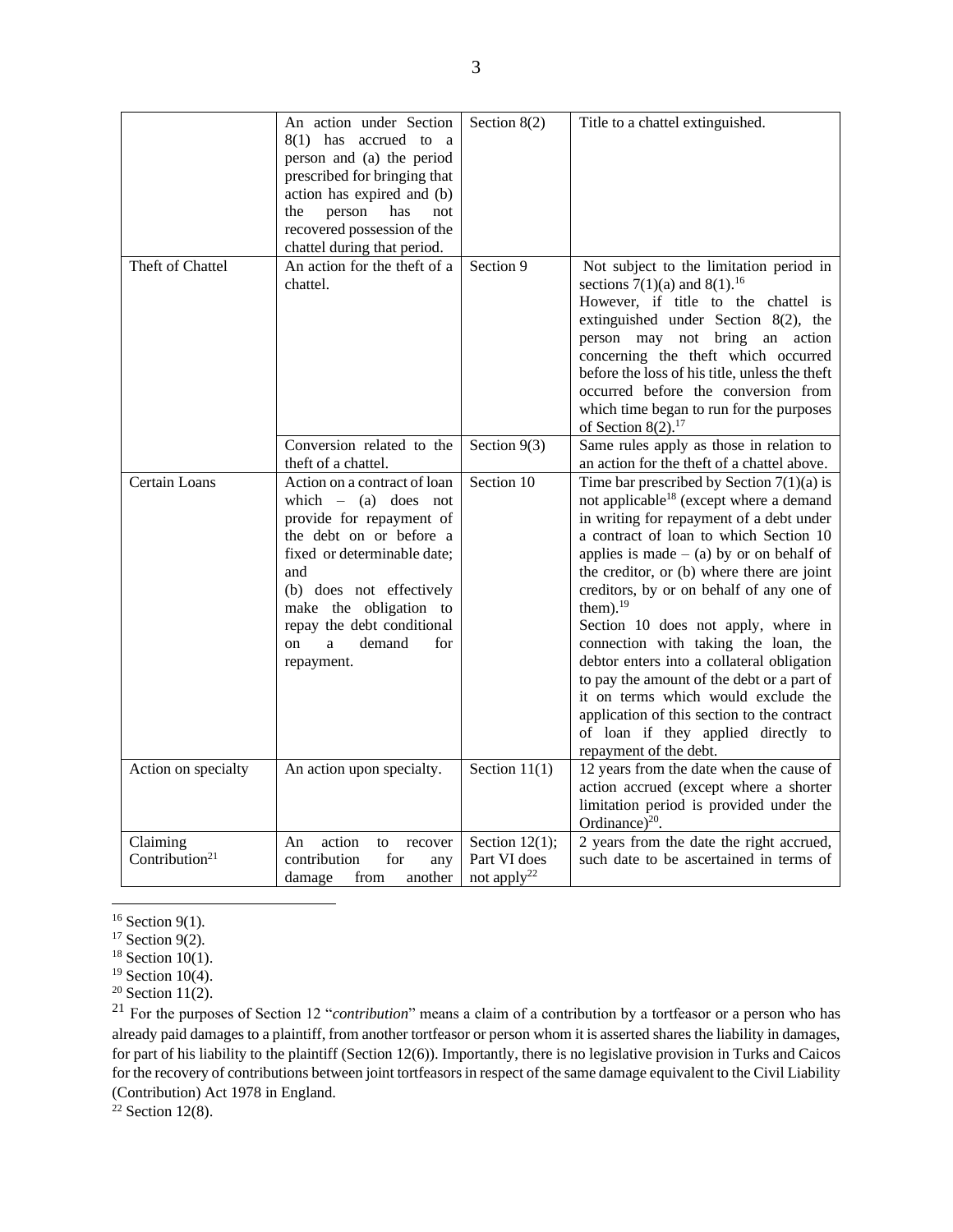| | | | |
|---|---|---|---|
| | An action under Section 8(1) has accrued to a person and (a) the period prescribed for bringing that action has expired and (b) the person has not recovered possession of the chattel during that period. | Section 8(2) | Title to a chattel extinguished. |
| Theft of Chattel | An action for the theft of a chattel. | Section 9 | Not subject to the limitation period in sections 7(1)(a) and 8(1).[16] However, if title to the chattel is extinguished under Section 8(2), the person may not bring an action concerning the theft which occurred before the loss of his title, unless the theft occurred before the conversion from which time began to run for the purposes of Section 8(2).[17] |
| | Conversion related to the theft of a chattel. | Section 9(3) | Same rules apply as those in relation to an action for the theft of a chattel above. |
| Certain Loans | Action on a contract of loan which – (a) does not provide for repayment of the debt on or before a fixed or determinable date; and (b) does not effectively make the obligation to repay the debt conditional on a demand for repayment. | Section 10 | Time bar prescribed by Section 7(1)(a) is not applicable[18] (except where a demand in writing for repayment of a debt under a contract of loan to which Section 10 applies is made – (a) by or on behalf of the creditor, or (b) where there are joint creditors, by or on behalf of any one of them).[19] Section 10 does not apply, where in connection with taking the loan, the debtor enters into a collateral obligation to pay the amount of the debt or a part of it on terms which would exclude the application of this section to the contract of loan if they applied directly to repayment of the debt. |
| Action on specialty | An action upon specialty. | Section 11(1) | 12 years from the date when the cause of action accrued (except where a shorter limitation period is provided under the Ordinance)[20]. |
| Claiming Contribution[21] | An action to recover contribution for any damage from another | Section 12(1); Part VI does not apply[22] | 2 years from the date the right accrued, such date to be ascertained in terms of |

[16] Section 9(1).

[17] Section 9(2).

[18] Section 10(1).

[19] Section 10(4).

[20] Section 11(2).

[21] For the purposes of Section 12 "*contribution*" means a claim of a contribution by a tortfeasor or a person who has already paid damages to a plaintiff, from another tortfeasor or person whom it is asserted shares the liability in damages, for part of his liability to the plaintiff (Section 12(6)). Importantly, there is no legislative provision in Turks and Caicos for the recovery of contributions between joint tortfeasors in respect of the same damage equivalent to the Civil Liability (Contribution) Act 1978 in England.

[22] Section 12(8).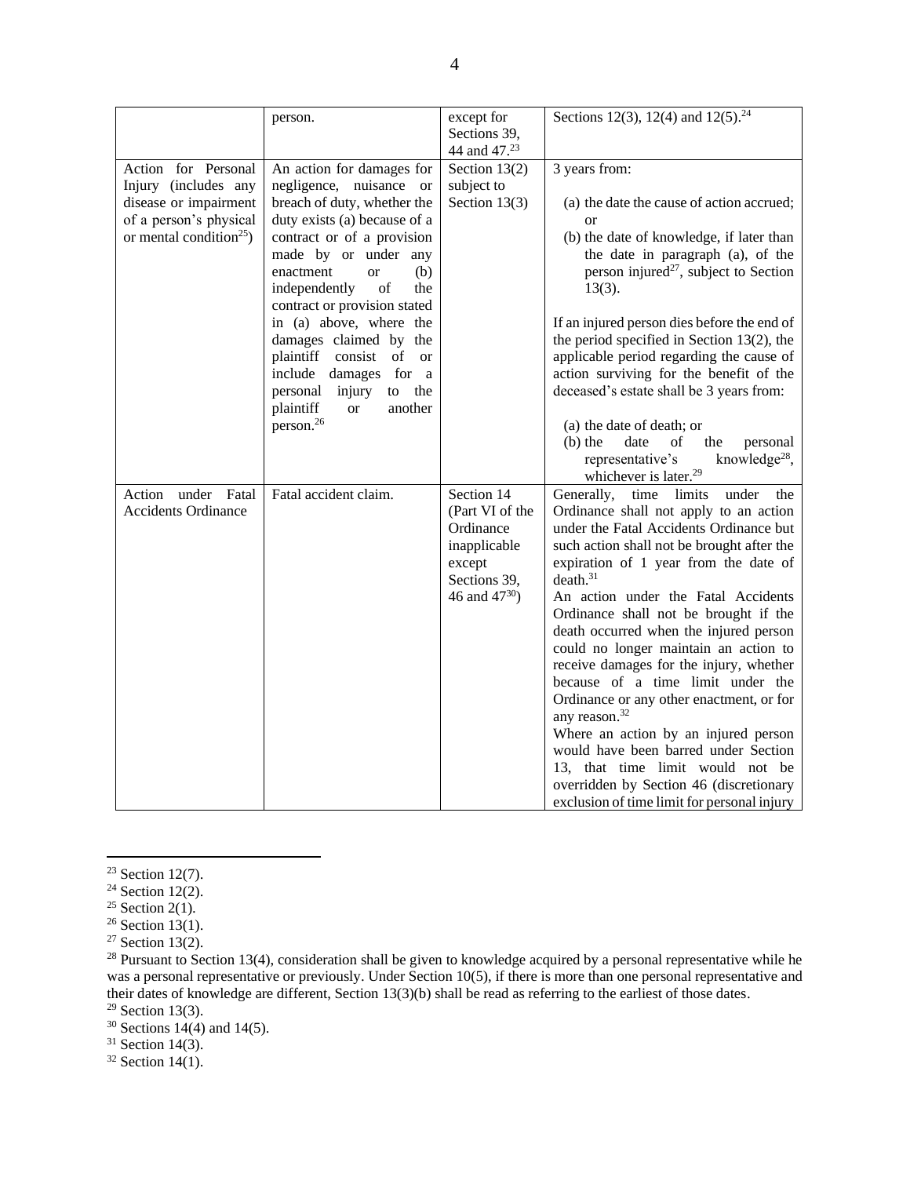| | person. | except for Sections 39, 44 and 47.[23] | Sections 12(3), 12(4) and 12(5).[24] |
|---|---|---|---|
| Action for Personal Injury (includes any disease or impairment of a person's physical or mental condition[25]) | An action for damages for negligence, nuisance or breach of duty, whether the duty exists (a) because of a contract or of a provision made by or under any enactment or (b) independently of the contract or provision stated in (a) above, where the damages claimed by the plaintiff consist of or include damages for a personal injury to the plaintiff or another person.[26] | Section 13(2) subject to Section 13(3) | 3 years from:<br><br>(a) the date the cause of action accrued; or<br>(b) the date of knowledge, if later than the date in paragraph (a), of the person injured[27], subject to Section 13(3).<br><br>If an injured person dies before the end of the period specified in Section 13(2), the applicable period regarding the cause of action surviving for the benefit of the deceased's estate shall be 3 years from:<br><br>(a) the date of death; or<br>(b) the date of the personal representative's knowledge[28], whichever is later.[29] |
| Action under Fatal Accidents Ordinance | Fatal accident claim. | Section 14 (Part VI of the Ordinance inapplicable except Sections 39, 46 and 47[30]) | Generally, time limits under the Ordinance shall not apply to an action under the Fatal Accidents Ordinance but such action shall not be brought after the expiration of 1 year from the date of death.[31]<br>An action under the Fatal Accidents Ordinance shall not be brought if the death occurred when the injured person could no longer maintain an action to receive damages for the injury, whether because of a time limit under the Ordinance or any other enactment, or for any reason.[32]<br>Where an action by an injured person would have been barred under Section 13, that time limit would not be overridden by Section 46 (discretionary exclusion of time limit for personal injury |

[23] Section 12(7).

[24] Section 12(2).

[25] Section 2(1).

[26] Section 13(1).

[27] Section 13(2).

[28] Pursuant to Section 13(4), consideration shall be given to knowledge acquired by a personal representative while he was a personal representative or previously. Under Section 10(5), if there is more than one personal representative and their dates of knowledge are different, Section 13(3)(b) shall be read as referring to the earliest of those dates.

[29] Section 13(3).

[30] Sections 14(4) and 14(5).

[31] Section 14(3).

[32] Section 14(1).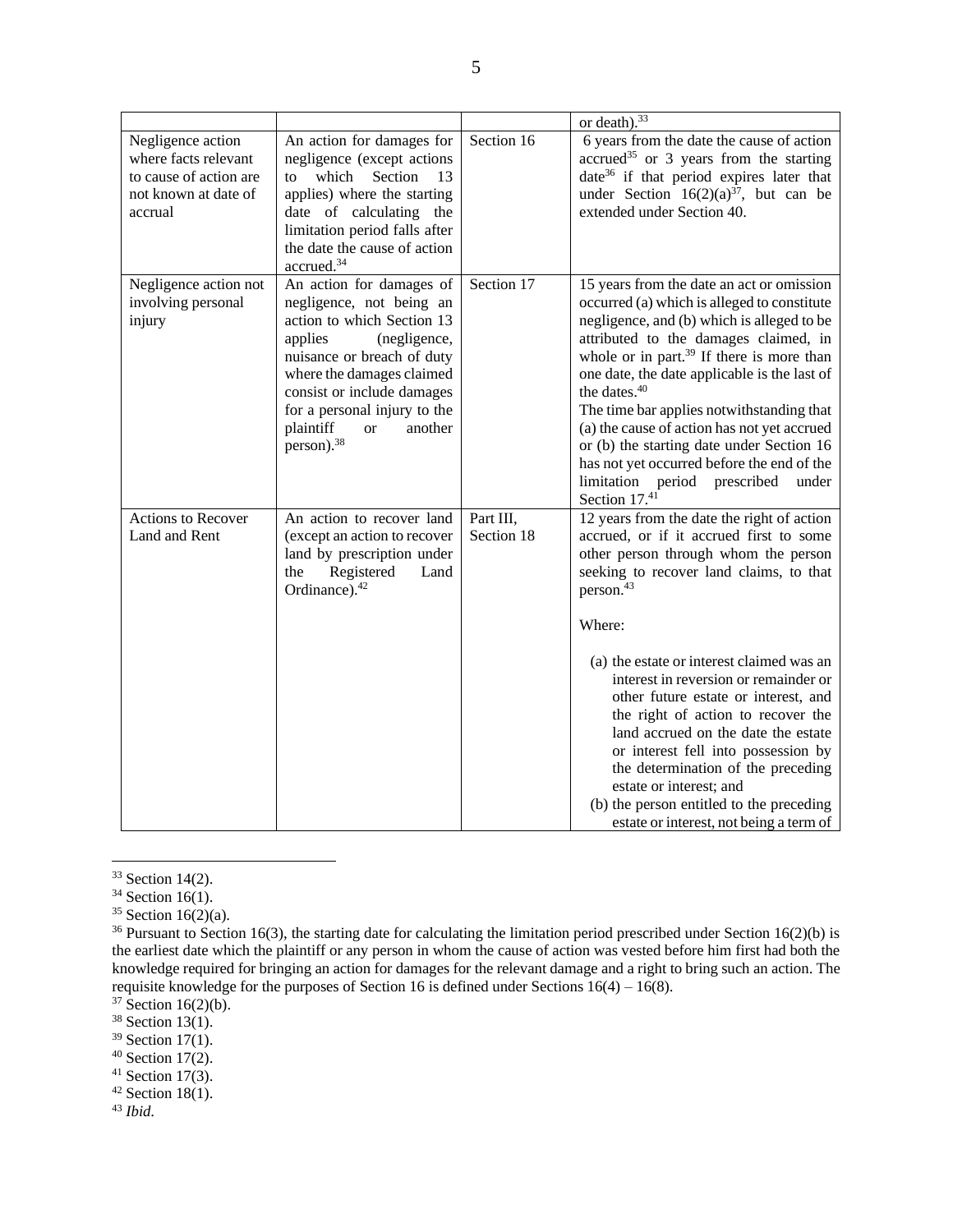| | | | |
|---|---|---|---|
| | | | or death).[33] |
| Negligence action where facts relevant to cause of action are not known at date of accrual | An action for damages for negligence (except actions to which Section 13 applies) where the starting date of calculating the limitation period falls after the date the cause of action accrued.[34] | Section 16 | 6 years from the date the cause of action accrued[35] or 3 years from the starting date[36] if that period expires later that under Section 16(2)(a)[37], but can be extended under Section 40. |
| Negligence action not involving personal injury | An action for damages of negligence, not being an action to which Section 13 applies (negligence, nuisance or breach of duty where the damages claimed consist or include damages for a personal injury to the plaintiff or another person).[38] | Section 17 | 15 years from the date an act or omission occurred (a) which is alleged to constitute negligence, and (b) which is alleged to be attributed to the damages claimed, in whole or in part.[39] If there is more than one date, the date applicable is the last of the dates.[40]<br>The time bar applies notwithstanding that (a) the cause of action has not yet accrued or (b) the starting date under Section 16 has not yet occurred before the end of the limitation period prescribed under Section 17.[41] |
| Actions to Recover Land and Rent | An action to recover land (except an action to recover land by prescription under the Registered Land Ordinance).[42] | Part III, Section 18 | 12 years from the date the right of action accrued, or if it accrued first to some other person through whom the person seeking to recover land claims, to that person.[43]<br><br>Where:<br><br>(a) the estate or interest claimed was an interest in reversion or remainder or other future estate or interest, and the right of action to recover the land accrued on the date the estate or interest fell into possession by the determination of the preceding estate or interest; and<br>(b) the person entitled to the preceding estate or interest, not being a term of |

---

[33] Section 14(2).
[34] Section 16(1).
[35] Section 16(2)(a).
[36] Pursuant to Section 16(3), the starting date for calculating the limitation period prescribed under Section 16(2)(b) is the earliest date which the plaintiff or any person in whom the cause of action was vested before him first had both the knowledge required for bringing an action for damages for the relevant damage and a right to bring such an action. The requisite knowledge for the purposes of Section 16 is defined under Sections 16(4) – 16(8).
[37] Section 16(2)(b).
[38] Section 13(1).
[39] Section 17(1).
[40] Section 17(2).
[41] Section 17(3).
[42] Section 18(1).
[43] *Ibid*.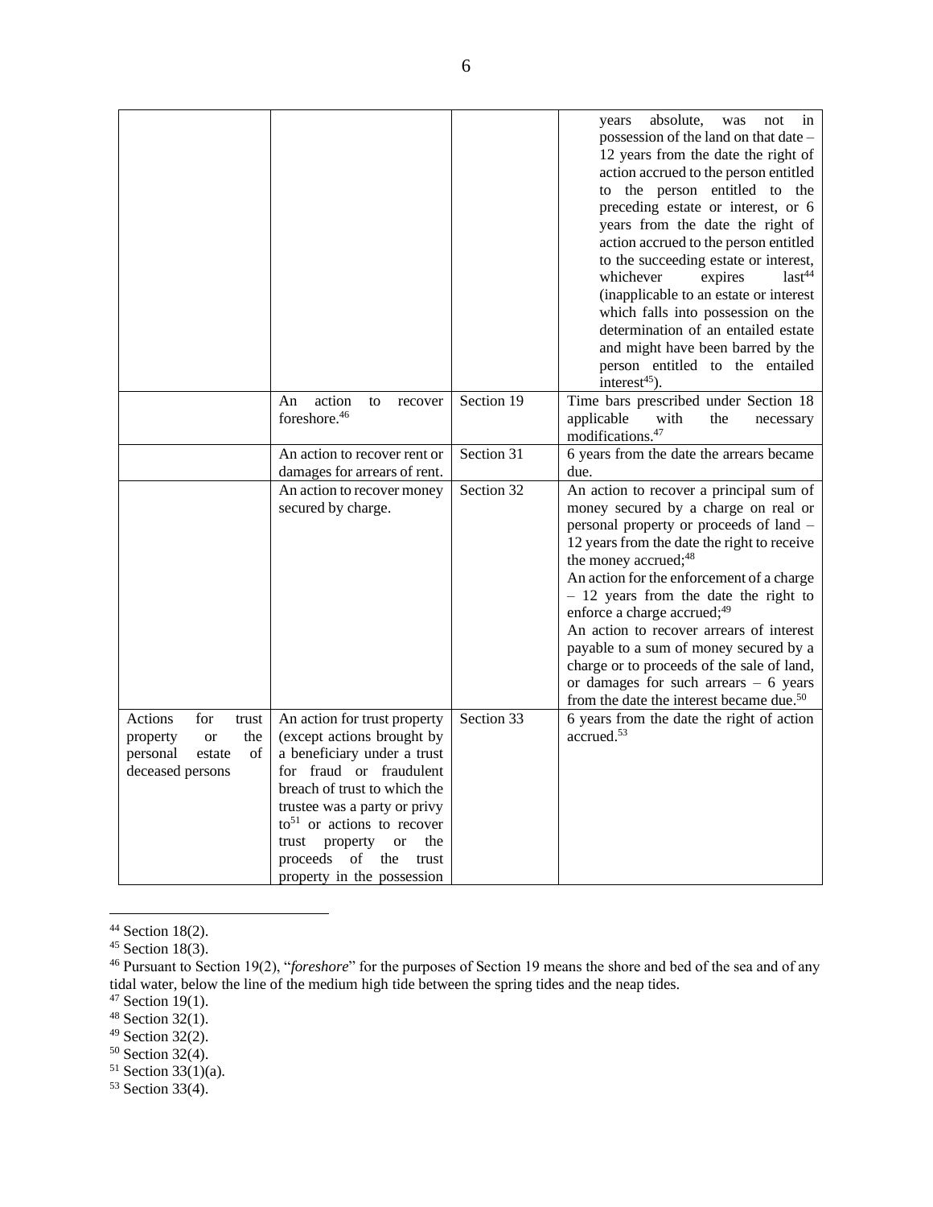| | | | |
|---|---|---|---|
| | | | years absolute, was not in possession of the land on that date – 12 years from the date the right of action accrued to the person entitled to the person entitled to the preceding estate or interest, or 6 years from the date the right of action accrued to the person entitled to the succeeding estate or interest, whichever expires last[44] (inapplicable to an estate or interest which falls into possession on the determination of an entailed estate and might have been barred by the person entitled to the entailed interest[45]). |
| | An action to recover foreshore.[46] | Section 19 | Time bars prescribed under Section 18 applicable with the necessary modifications.[47] |
| | An action to recover rent or damages for arrears of rent. | Section 31 | 6 years from the date the arrears became due. |
| | An action to recover money secured by charge. | Section 32 | An action to recover a principal sum of money secured by a charge on real or personal property or proceeds of land – 12 years from the date the right to receive the money accrued;[48]<br>An action for the enforcement of a charge – 12 years from the date the right to enforce a charge accrued;[49]<br>An action to recover arrears of interest payable to a sum of money secured by a charge or to proceeds of the sale of land, or damages for such arrears – 6 years from the date the interest became due.[50] |
| Actions for trust property or the personal estate of deceased persons | An action for trust property (except actions brought by a beneficiary under a trust for fraud or fraudulent breach of trust to which the trustee was a party or privy to[51] or actions to recover trust property or the proceeds of the trust property in the possession | Section 33 | 6 years from the date the right of action accrued.[53] |

[44] Section 18(2).

[45] Section 18(3).

[46] Pursuant to Section 19(2), "*foreshore*" for the purposes of Section 19 means the shore and bed of the sea and of any tidal water, below the line of the medium high tide between the spring tides and the neap tides.

[47] Section 19(1).

[48] Section 32(1).

[49] Section 32(2).

[50] Section 32(4).

[51] Section 33(1)(a).

[53] Section 33(4).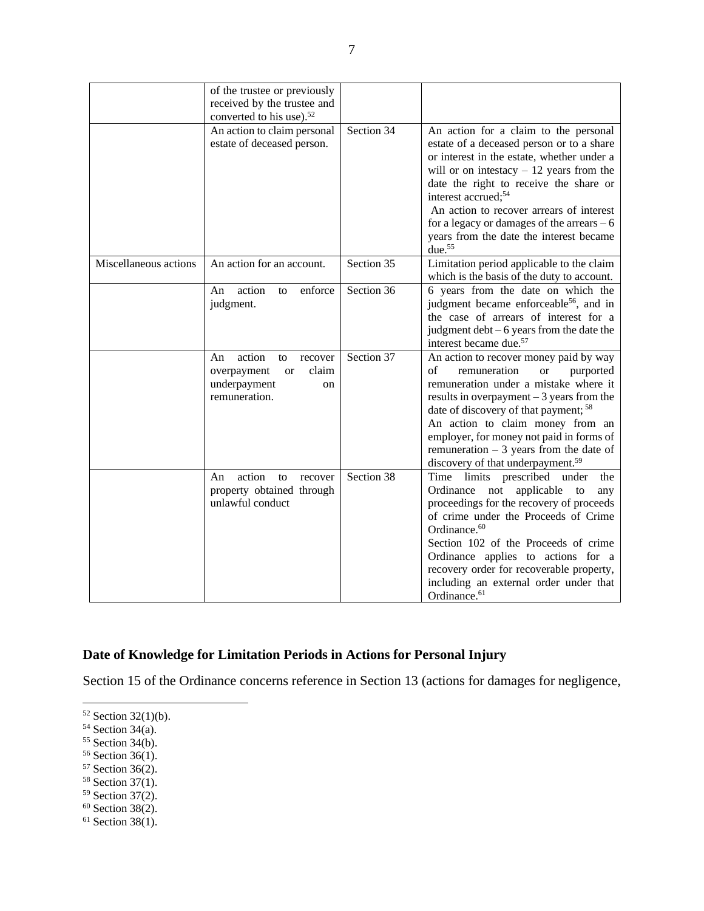| | | | |
|---|---|---|---|
| | of the trustee or previously received by the trustee and converted to his use).[52] | | |
| | An action to claim personal estate of deceased person. | Section 34 | An action for a claim to the personal estate of a deceased person or to a share or interest in the estate, whether under a will or on intestacy – 12 years from the date the right to receive the share or interest accrued;[54] An action to recover arrears of interest for a legacy or damages of the arrears – 6 years from the date the interest became due.[55] |
| Miscellaneous actions | An action for an account. | Section 35 | Limitation period applicable to the claim which is the basis of the duty to account. |
| | An action to enforce judgment. | Section 36 | 6 years from the date on which the judgment became enforceable[56], and in the case of arrears of interest for a judgment debt – 6 years from the date the interest became due.[57] |
| | An action to recover overpayment or claim underpayment on remuneration. | Section 37 | An action to recover money paid by way of remuneration or purported remuneration under a mistake where it results in overpayment – 3 years from the date of discovery of that payment; [58] An action to claim money from an employer, for money not paid in forms of remuneration – 3 years from the date of discovery of that underpayment.[59] |
| | An action to recover property obtained through unlawful conduct | Section 38 | Time limits prescribed under the Ordinance not applicable to any proceedings for the recovery of proceeds of crime under the Proceeds of Crime Ordinance.[60] Section 102 of the Proceeds of crime Ordinance applies to actions for a recovery order for recoverable property, including an external order under that Ordinance.[61] |

## Date of Knowledge for Limitation Periods in Actions for Personal Injury

Section 15 of the Ordinance concerns reference in Section 13 (actions for damages for negligence,

[52] Section 32(1)(b).
[54] Section 34(a).
[55] Section 34(b).
[56] Section 36(1).
[57] Section 36(2).
[58] Section 37(1).
[59] Section 37(2).
[60] Section 38(2).
[61] Section 38(1).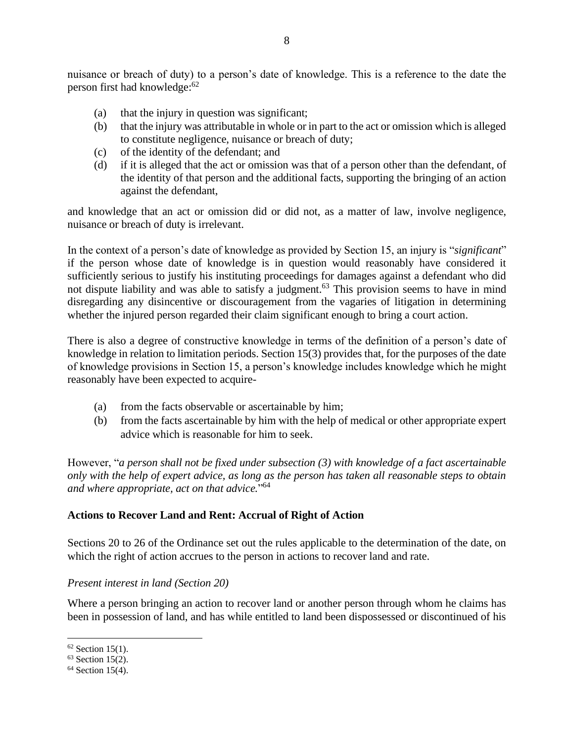nuisance or breach of duty) to a person's date of knowledge. This is a reference to the date the person first had knowledge:[62]

- (a) that the injury in question was significant;
- (b) that the injury was attributable in whole or in part to the act or omission which is alleged to constitute negligence, nuisance or breach of duty;
- (c) of the identity of the defendant; and
- (d) if it is alleged that the act or omission was that of a person other than the defendant, of the identity of that person and the additional facts, supporting the bringing of an action against the defendant,

and knowledge that an act or omission did or did not, as a matter of law, involve negligence, nuisance or breach of duty is irrelevant.

In the context of a person's date of knowledge as provided by Section 15, an injury is "*significant*" if the person whose date of knowledge is in question would reasonably have considered it sufficiently serious to justify his instituting proceedings for damages against a defendant who did not dispute liability and was able to satisfy a judgment.[63] This provision seems to have in mind disregarding any disincentive or discouragement from the vagaries of litigation in determining whether the injured person regarded their claim significant enough to bring a court action.

There is also a degree of constructive knowledge in terms of the definition of a person's date of knowledge in relation to limitation periods. Section 15(3) provides that, for the purposes of the date of knowledge provisions in Section 15, a person's knowledge includes knowledge which he might reasonably have been expected to acquire-

- (a) from the facts observable or ascertainable by him;
- (b) from the facts ascertainable by him with the help of medical or other appropriate expert advice which is reasonable for him to seek.

However, "*a person shall not be fixed under subsection (3) with knowledge of a fact ascertainable only with the help of expert advice, as long as the person has taken all reasonable steps to obtain and where appropriate, act on that advice.*"[64]

### Actions to Recover Land and Rent: Accrual of Right of Action

Sections 20 to 26 of the Ordinance set out the rules applicable to the determination of the date, on which the right of action accrues to the person in actions to recover land and rate.

*Present interest in land (Section 20)*

Where a person bringing an action to recover land or another person through whom he claims has been in possession of land, and has while entitled to land been dispossessed or discontinued of his

---

[62] Section 15(1).

[63] Section 15(2).

[64] Section 15(4).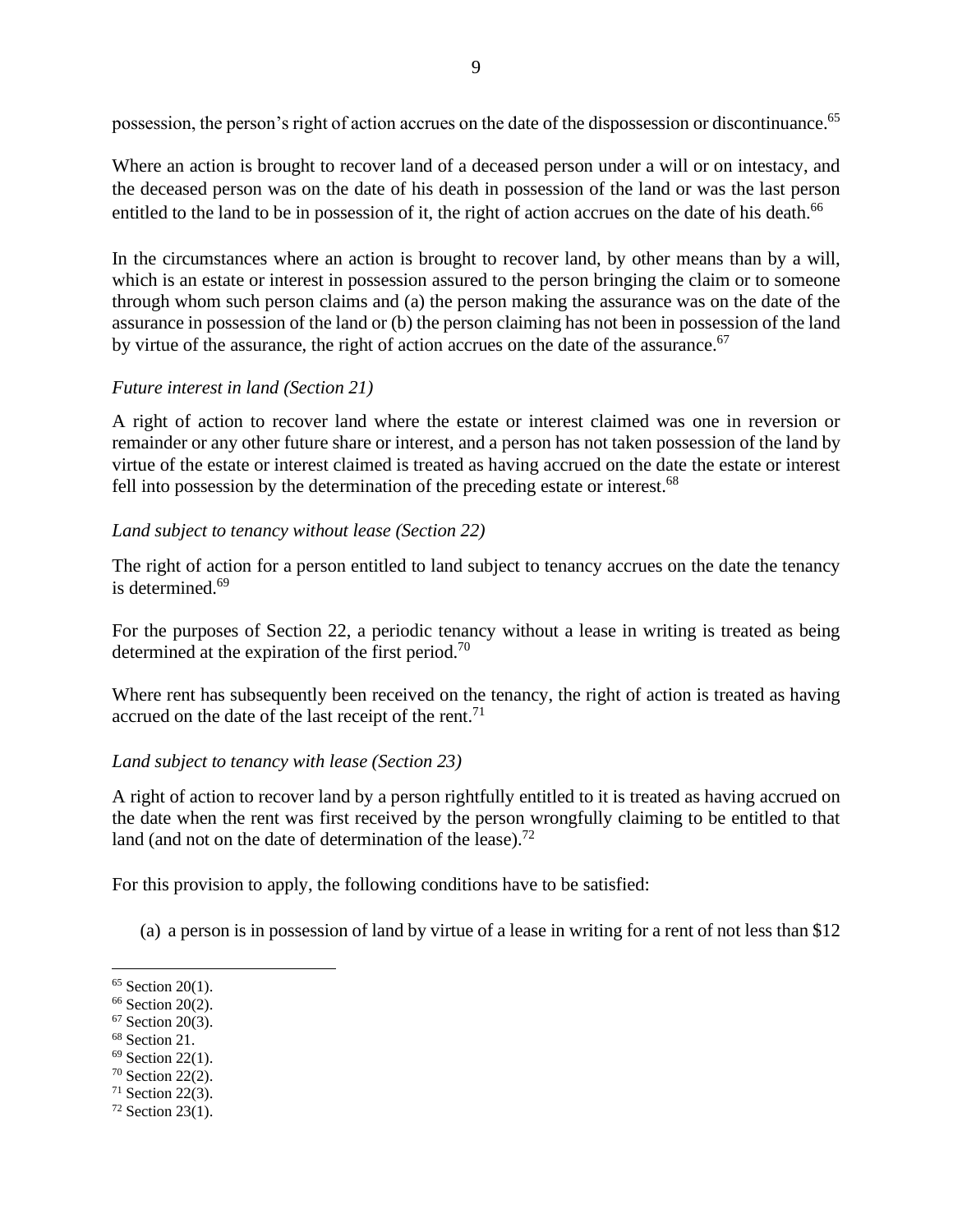possession, the person's right of action accrues on the date of the dispossession or discontinuance.[65]

Where an action is brought to recover land of a deceased person under a will or on intestacy, and the deceased person was on the date of his death in possession of the land or was the last person entitled to the land to be in possession of it, the right of action accrues on the date of his death.[66]

In the circumstances where an action is brought to recover land, by other means than by a will, which is an estate or interest in possession assured to the person bringing the claim or to someone through whom such person claims and (a) the person making the assurance was on the date of the assurance in possession of the land or (b) the person claiming has not been in possession of the land by virtue of the assurance, the right of action accrues on the date of the assurance.[67]

*Future interest in land (Section 21)*

A right of action to recover land where the estate or interest claimed was one in reversion or remainder or any other future share or interest, and a person has not taken possession of the land by virtue of the estate or interest claimed is treated as having accrued on the date the estate or interest fell into possession by the determination of the preceding estate or interest.[68]

*Land subject to tenancy without lease (Section 22)*

The right of action for a person entitled to land subject to tenancy accrues on the date the tenancy is determined.[69]

For the purposes of Section 22, a periodic tenancy without a lease in writing is treated as being determined at the expiration of the first period.[70]

Where rent has subsequently been received on the tenancy, the right of action is treated as having accrued on the date of the last receipt of the rent.[71]

*Land subject to tenancy with lease (Section 23)*

A right of action to recover land by a person rightfully entitled to it is treated as having accrued on the date when the rent was first received by the person wrongfully claiming to be entitled to that land (and not on the date of determination of the lease).[72]

For this provision to apply, the following conditions have to be satisfied:

(a) a person is in possession of land by virtue of a lease in writing for a rent of not less than $12

---

[65] Section 20(1).
[66] Section 20(2).
[67] Section 20(3).
[68] Section 21.
[69] Section 22(1).
[70] Section 22(2).
[71] Section 22(3).
[72] Section 23(1).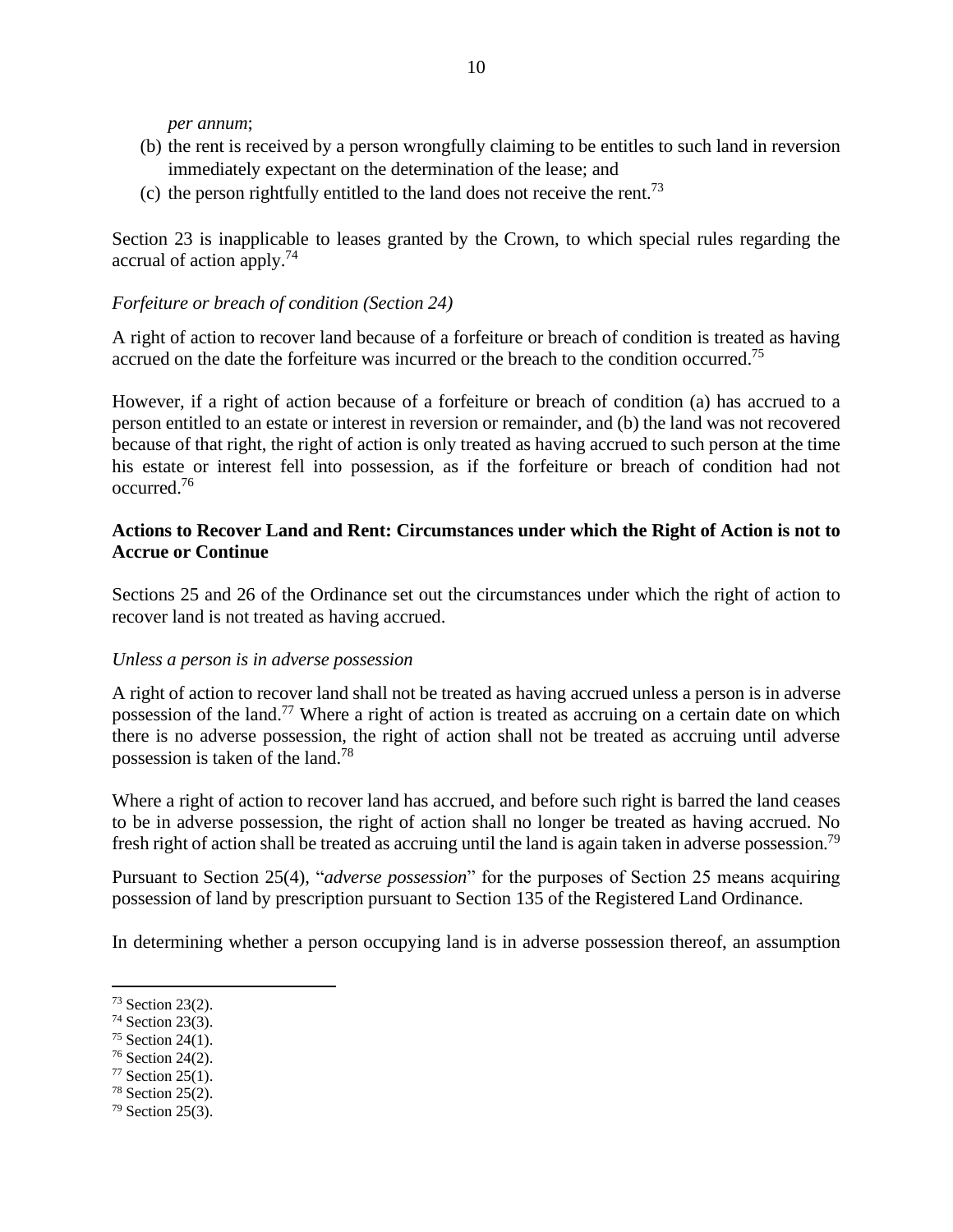*per annum*;

(b) the rent is received by a person wrongfully claiming to be entitles to such land in reversion immediately expectant on the determination of the lease; and

(c) the person rightfully entitled to the land does not receive the rent.[73]

Section 23 is inapplicable to leases granted by the Crown, to which special rules regarding the accrual of action apply.[74]

*Forfeiture or breach of condition (Section 24)*

A right of action to recover land because of a forfeiture or breach of condition is treated as having accrued on the date the forfeiture was incurred or the breach to the condition occurred.[75]

However, if a right of action because of a forfeiture or breach of condition (a) has accrued to a person entitled to an estate or interest in reversion or remainder, and (b) the land was not recovered because of that right, the right of action is only treated as having accrued to such person at the time his estate or interest fell into possession, as if the forfeiture or breach of condition had not occurred.[76]

**Actions to Recover Land and Rent: Circumstances under which the Right of Action is not to Accrue or Continue**

Sections 25 and 26 of the Ordinance set out the circumstances under which the right of action to recover land is not treated as having accrued.

*Unless a person is in adverse possession*

A right of action to recover land shall not be treated as having accrued unless a person is in adverse possession of the land.[77] Where a right of action is treated as accruing on a certain date on which there is no adverse possession, the right of action shall not be treated as accruing until adverse possession is taken of the land.[78]

Where a right of action to recover land has accrued, and before such right is barred the land ceases to be in adverse possession, the right of action shall no longer be treated as having accrued. No fresh right of action shall be treated as accruing until the land is again taken in adverse possession.[79]

Pursuant to Section 25(4), "*adverse possession*" for the purposes of Section 25 means acquiring possession of land by prescription pursuant to Section 135 of the Registered Land Ordinance.

In determining whether a person occupying land is in adverse possession thereof, an assumption

---

[73] Section 23(2).

[74] Section 23(3).

[75] Section 24(1).

[76] Section 24(2).

[77] Section 25(1).

[78] Section 25(2).

[79] Section 25(3).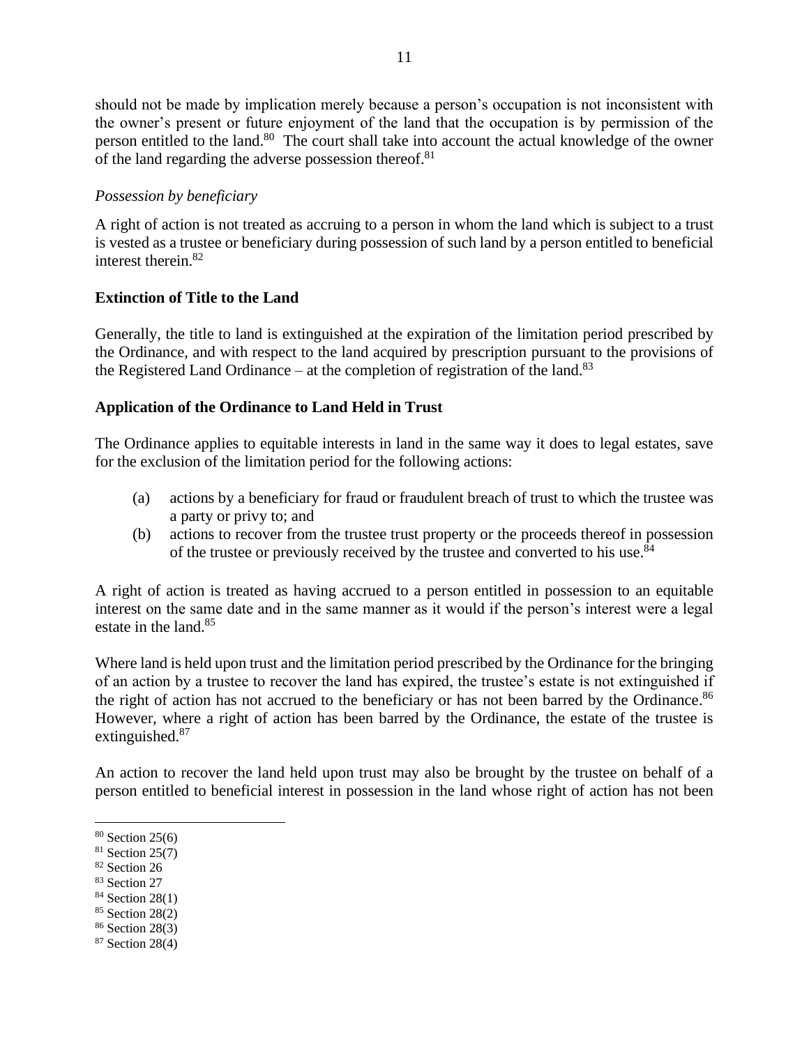should not be made by implication merely because a person's occupation is not inconsistent with the owner's present or future enjoyment of the land that the occupation is by permission of the person entitled to the land.[80] The court shall take into account the actual knowledge of the owner of the land regarding the adverse possession thereof.[81]

*Possession by beneficiary*

A right of action is not treated as accruing to a person in whom the land which is subject to a trust is vested as a trustee or beneficiary during possession of such land by a person entitled to beneficial interest therein.[82]

**Extinction of Title to the Land**

Generally, the title to land is extinguished at the expiration of the limitation period prescribed by the Ordinance, and with respect to the land acquired by prescription pursuant to the provisions of the Registered Land Ordinance – at the completion of registration of the land.[83]

**Application of the Ordinance to Land Held in Trust**

The Ordinance applies to equitable interests in land in the same way it does to legal estates, save for the exclusion of the limitation period for the following actions:

(a) actions by a beneficiary for fraud or fraudulent breach of trust to which the trustee was a party or privy to; and

(b) actions to recover from the trustee trust property or the proceeds thereof in possession of the trustee or previously received by the trustee and converted to his use.[84]

A right of action is treated as having accrued to a person entitled in possession to an equitable interest on the same date and in the same manner as it would if the person's interest were a legal estate in the land.[85]

Where land is held upon trust and the limitation period prescribed by the Ordinance for the bringing of an action by a trustee to recover the land has expired, the trustee's estate is not extinguished if the right of action has not accrued to the beneficiary or has not been barred by the Ordinance.[86] However, where a right of action has been barred by the Ordinance, the estate of the trustee is extinguished.[87]

An action to recover the land held upon trust may also be brought by the trustee on behalf of a person entitled to beneficial interest in possession in the land whose right of action has not been

---

[80] Section 25(6)
[81] Section 25(7)
[82] Section 26
[83] Section 27
[84] Section 28(1)
[85] Section 28(2)
[86] Section 28(3)
[87] Section 28(4)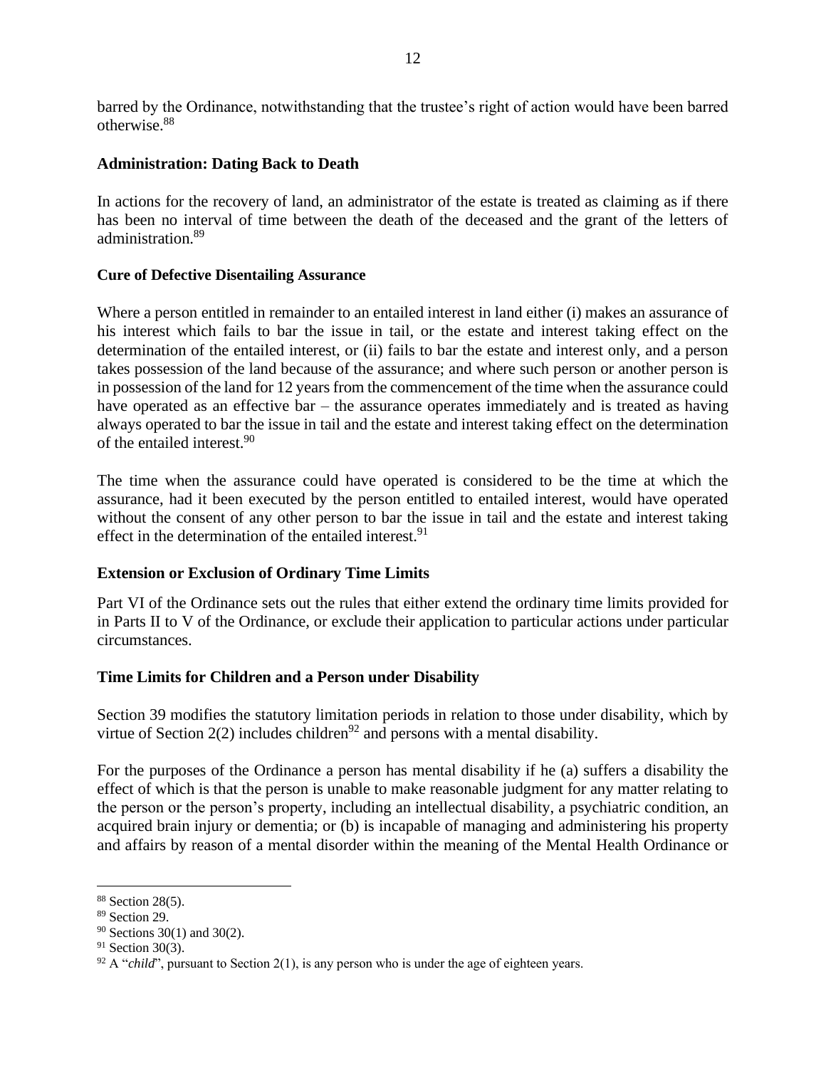barred by the Ordinance, notwithstanding that the trustee's right of action would have been barred otherwise.[88]

### Administration: Dating Back to Death

In actions for the recovery of land, an administrator of the estate is treated as claiming as if there has been no interval of time between the death of the deceased and the grant of the letters of administration.[89]

### Cure of Defective Disentailing Assurance

Where a person entitled in remainder to an entailed interest in land either (i) makes an assurance of his interest which fails to bar the issue in tail, or the estate and interest taking effect on the determination of the entailed interest, or (ii) fails to bar the estate and interest only, and a person takes possession of the land because of the assurance; and where such person or another person is in possession of the land for 12 years from the commencement of the time when the assurance could have operated as an effective bar – the assurance operates immediately and is treated as having always operated to bar the issue in tail and the estate and interest taking effect on the determination of the entailed interest.[90]

The time when the assurance could have operated is considered to be the time at which the assurance, had it been executed by the person entitled to entailed interest, would have operated without the consent of any other person to bar the issue in tail and the estate and interest taking effect in the determination of the entailed interest.[91]

### Extension or Exclusion of Ordinary Time Limits

Part VI of the Ordinance sets out the rules that either extend the ordinary time limits provided for in Parts II to V of the Ordinance, or exclude their application to particular actions under particular circumstances.

### Time Limits for Children and a Person under Disability

Section 39 modifies the statutory limitation periods in relation to those under disability, which by virtue of Section 2(2) includes children[92] and persons with a mental disability.

For the purposes of the Ordinance a person has mental disability if he (a) suffers a disability the effect of which is that the person is unable to make reasonable judgment for any matter relating to the person or the person's property, including an intellectual disability, a psychiatric condition, an acquired brain injury or dementia; or (b) is incapable of managing and administering his property and affairs by reason of a mental disorder within the meaning of the Mental Health Ordinance or

---

[88] Section 28(5).

[89] Section 29.

[90] Sections 30(1) and 30(2).

[91] Section 30(3).

[92] A "*child*", pursuant to Section 2(1), is any person who is under the age of eighteen years.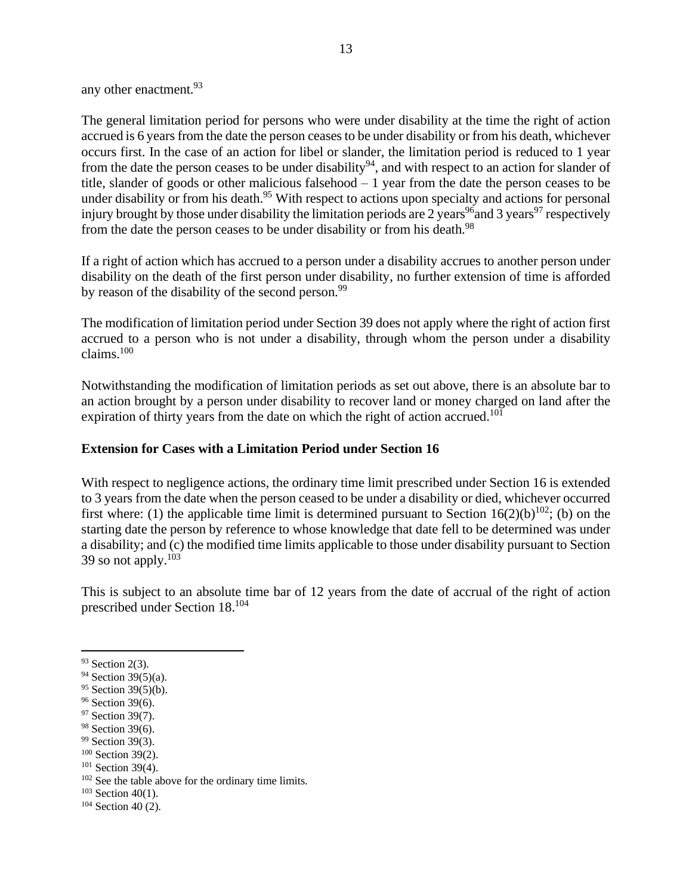any other enactment.[93]

The general limitation period for persons who were under disability at the time the right of action accrued is 6 years from the date the person ceases to be under disability or from his death, whichever occurs first. In the case of an action for libel or slander, the limitation period is reduced to 1 year from the date the person ceases to be under disability[94], and with respect to an action for slander of title, slander of goods or other malicious falsehood – 1 year from the date the person ceases to be under disability or from his death.[95] With respect to actions upon specialty and actions for personal injury brought by those under disability the limitation periods are 2 years[96]and 3 years[97] respectively from the date the person ceases to be under disability or from his death.[98]

If a right of action which has accrued to a person under a disability accrues to another person under disability on the death of the first person under disability, no further extension of time is afforded by reason of the disability of the second person.[99]

The modification of limitation period under Section 39 does not apply where the right of action first accrued to a person who is not under a disability, through whom the person under a disability claims.[100]

Notwithstanding the modification of limitation periods as set out above, there is an absolute bar to an action brought by a person under disability to recover land or money charged on land after the expiration of thirty years from the date on which the right of action accrued.[101]

**Extension for Cases with a Limitation Period under Section 16**

With respect to negligence actions, the ordinary time limit prescribed under Section 16 is extended to 3 years from the date when the person ceased to be under a disability or died, whichever occurred first where: (1) the applicable time limit is determined pursuant to Section 16(2)(b)[102]; (b) on the starting date the person by reference to whose knowledge that date fell to be determined was under a disability; and (c) the modified time limits applicable to those under disability pursuant to Section 39 so not apply.[103]

This is subject to an absolute time bar of 12 years from the date of accrual of the right of action prescribed under Section 18.[104]

---

[93] Section 2(3).
[94] Section 39(5)(a).
[95] Section 39(5)(b).
[96] Section 39(6).
[97] Section 39(7).
[98] Section 39(6).
[99] Section 39(3).
[100] Section 39(2).
[101] Section 39(4).
[102] See the table above for the ordinary time limits.
[103] Section 40(1).
[104] Section 40 (2).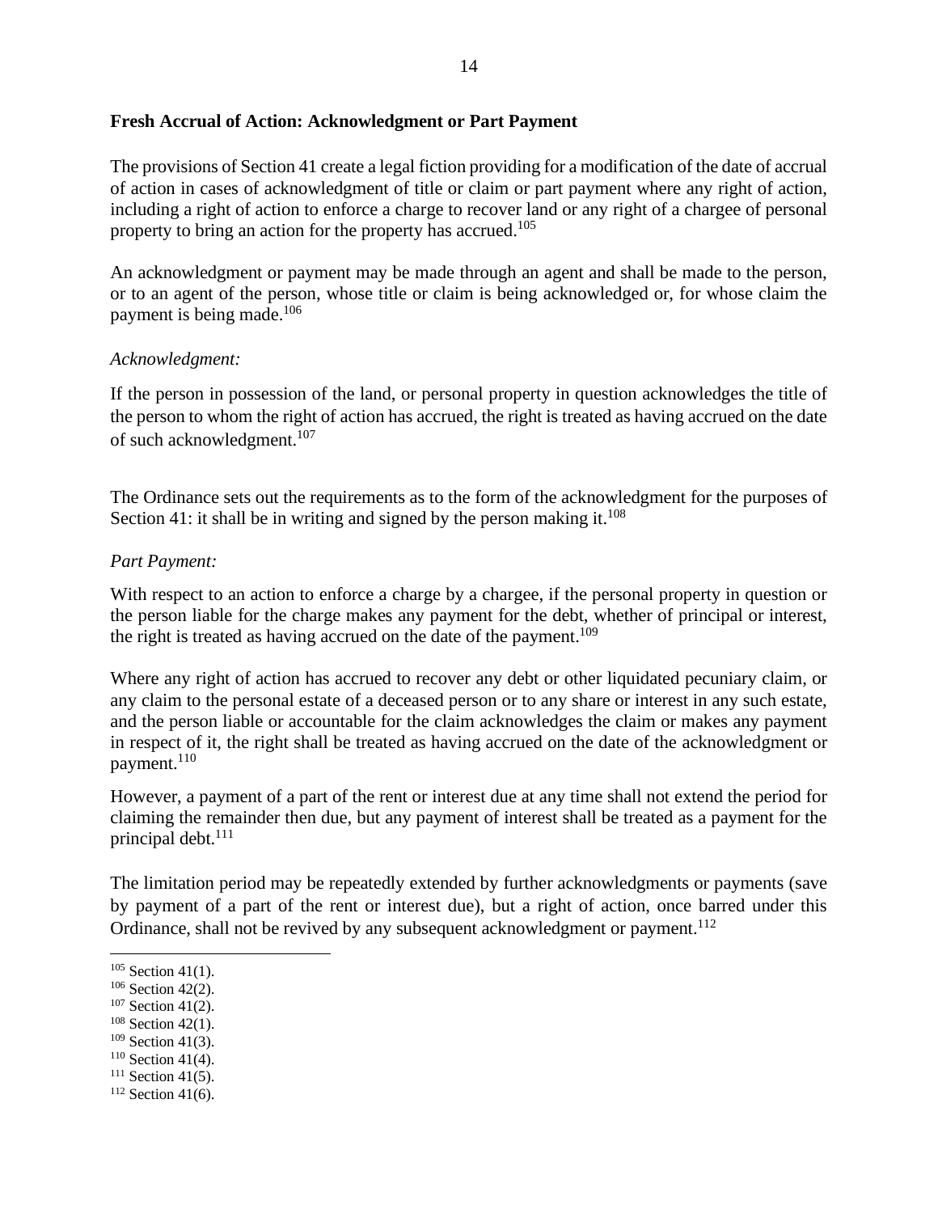## Fresh Accrual of Action: Acknowledgment or Part Payment

The provisions of Section 41 create a legal fiction providing for a modification of the date of accrual of action in cases of acknowledgment of title or claim or part payment where any right of action, including a right of action to enforce a charge to recover land or any right of a chargee of personal property to bring an action for the property has accrued.[105]

An acknowledgment or payment may be made through an agent and shall be made to the person, or to an agent of the person, whose title or claim is being acknowledged or, for whose claim the payment is being made.[106]

*Acknowledgment:*

If the person in possession of the land, or personal property in question acknowledges the title of the person to whom the right of action has accrued, the right is treated as having accrued on the date of such acknowledgment.[107]

The Ordinance sets out the requirements as to the form of the acknowledgment for the purposes of Section 41: it shall be in writing and signed by the person making it.[108]

*Part Payment:*

With respect to an action to enforce a charge by a chargee, if the personal property in question or the person liable for the charge makes any payment for the debt, whether of principal or interest, the right is treated as having accrued on the date of the payment.[109]

Where any right of action has accrued to recover any debt or other liquidated pecuniary claim, or any claim to the personal estate of a deceased person or to any share or interest in any such estate, and the person liable or accountable for the claim acknowledges the claim or makes any payment in respect of it, the right shall be treated as having accrued on the date of the acknowledgment or payment.[110]

However, a payment of a part of the rent or interest due at any time shall not extend the period for claiming the remainder then due, but any payment of interest shall be treated as a payment for the principal debt.[111]

The limitation period may be repeatedly extended by further acknowledgments or payments (save by payment of a part of the rent or interest due), but a right of action, once barred under this Ordinance, shall not be revived by any subsequent acknowledgment or payment.[112]

---

[105] Section 41(1).
[106] Section 42(2).
[107] Section 41(2).
[108] Section 42(1).
[109] Section 41(3).
[110] Section 41(4).
[111] Section 41(5).
[112] Section 41(6).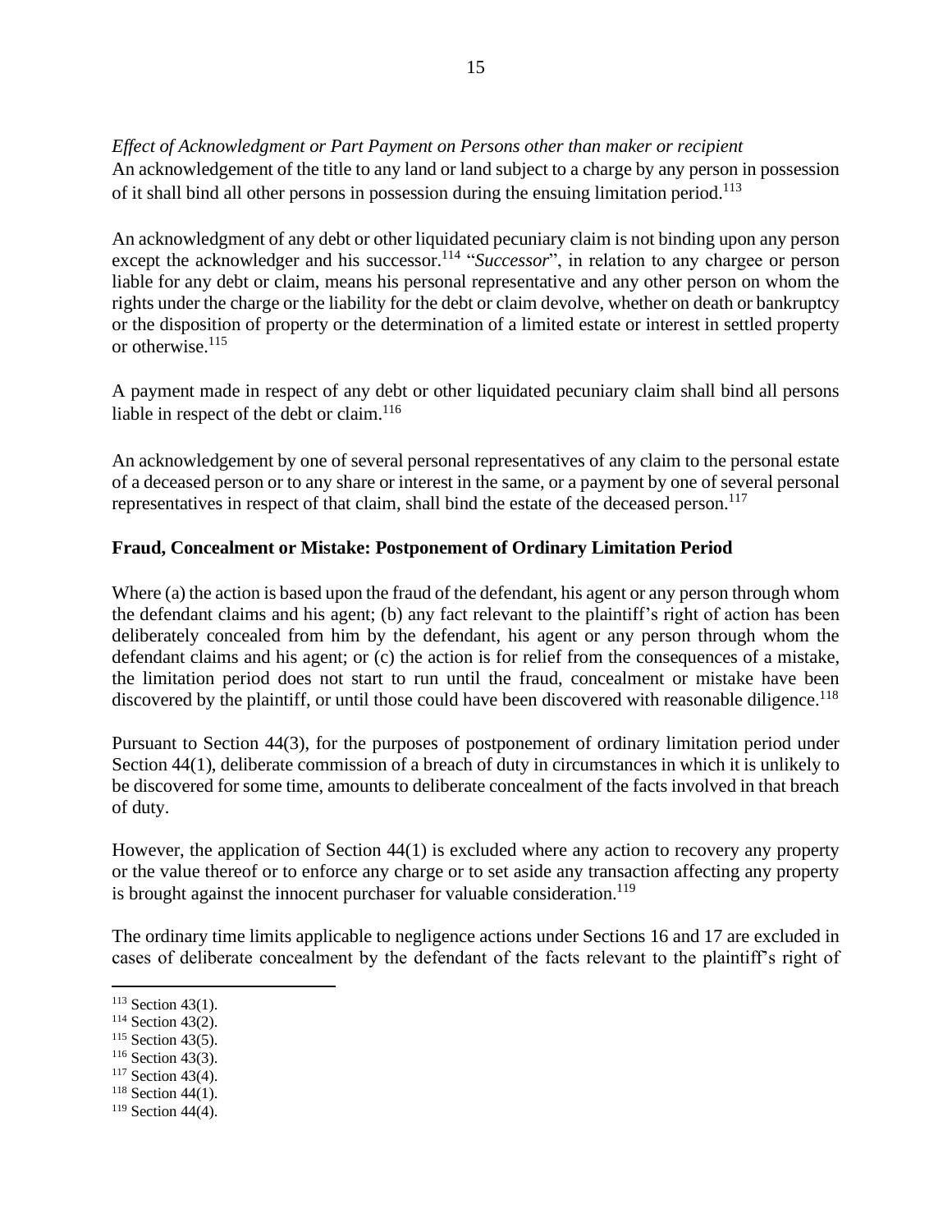*Effect of Acknowledgment or Part Payment on Persons other than maker or recipient*

An acknowledgement of the title to any land or land subject to a charge by any person in possession of it shall bind all other persons in possession during the ensuing limitation period.[113]

An acknowledgment of any debt or other liquidated pecuniary claim is not binding upon any person except the acknowledger and his successor.[114] "*Successor*", in relation to any chargee or person liable for any debt or claim, means his personal representative and any other person on whom the rights under the charge or the liability for the debt or claim devolve, whether on death or bankruptcy or the disposition of property or the determination of a limited estate or interest in settled property or otherwise.[115]

A payment made in respect of any debt or other liquidated pecuniary claim shall bind all persons liable in respect of the debt or claim.[116]

An acknowledgement by one of several personal representatives of any claim to the personal estate of a deceased person or to any share or interest in the same, or a payment by one of several personal representatives in respect of that claim, shall bind the estate of the deceased person.[117]

**Fraud, Concealment or Mistake: Postponement of Ordinary Limitation Period**

Where (a) the action is based upon the fraud of the defendant, his agent or any person through whom the defendant claims and his agent; (b) any fact relevant to the plaintiff's right of action has been deliberately concealed from him by the defendant, his agent or any person through whom the defendant claims and his agent; or (c) the action is for relief from the consequences of a mistake, the limitation period does not start to run until the fraud, concealment or mistake have been discovered by the plaintiff, or until those could have been discovered with reasonable diligence.[118]

Pursuant to Section 44(3), for the purposes of postponement of ordinary limitation period under Section 44(1), deliberate commission of a breach of duty in circumstances in which it is unlikely to be discovered for some time, amounts to deliberate concealment of the facts involved in that breach of duty.

However, the application of Section 44(1) is excluded where any action to recovery any property or the value thereof or to enforce any charge or to set aside any transaction affecting any property is brought against the innocent purchaser for valuable consideration.[119]

The ordinary time limits applicable to negligence actions under Sections 16 and 17 are excluded in cases of deliberate concealment by the defendant of the facts relevant to the plaintiff's right of

---

[113] Section 43(1).
[114] Section 43(2).
[115] Section 43(5).
[116] Section 43(3).
[117] Section 43(4).
[118] Section 44(1).
[119] Section 44(4).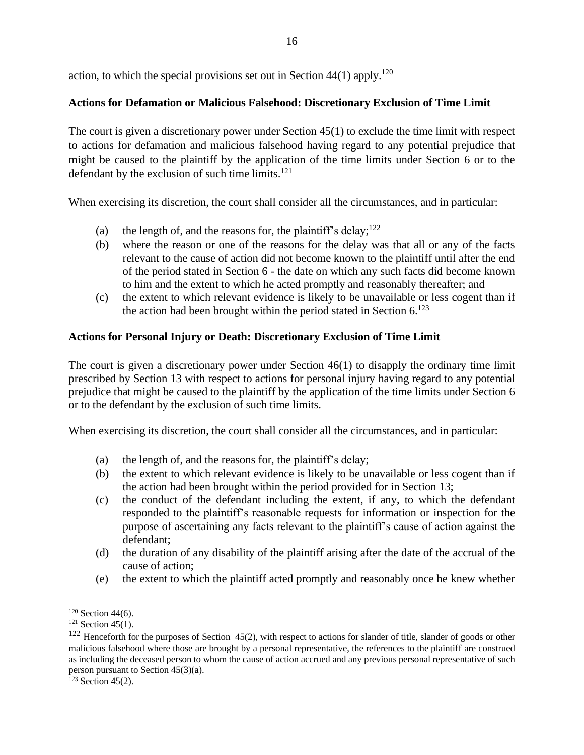action, to which the special provisions set out in Section 44(1) apply.[120]

**Actions for Defamation or Malicious Falsehood: Discretionary Exclusion of Time Limit**

The court is given a discretionary power under Section 45(1) to exclude the time limit with respect to actions for defamation and malicious falsehood having regard to any potential prejudice that might be caused to the plaintiff by the application of the time limits under Section 6 or to the defendant by the exclusion of such time limits.[121]

When exercising its discretion, the court shall consider all the circumstances, and in particular:

(a) the length of, and the reasons for, the plaintiff's delay;[122]
(b) where the reason or one of the reasons for the delay was that all or any of the facts relevant to the cause of action did not become known to the plaintiff until after the end of the period stated in Section 6 - the date on which any such facts did become known to him and the extent to which he acted promptly and reasonably thereafter; and
(c) the extent to which relevant evidence is likely to be unavailable or less cogent than if the action had been brought within the period stated in Section 6.[123]

**Actions for Personal Injury or Death: Discretionary Exclusion of Time Limit**

The court is given a discretionary power under Section 46(1) to disapply the ordinary time limit prescribed by Section 13 with respect to actions for personal injury having regard to any potential prejudice that might be caused to the plaintiff by the application of the time limits under Section 6 or to the defendant by the exclusion of such time limits.

When exercising its discretion, the court shall consider all the circumstances, and in particular:

(a) the length of, and the reasons for, the plaintiff's delay;
(b) the extent to which relevant evidence is likely to be unavailable or less cogent than if the action had been brought within the period provided for in Section 13;
(c) the conduct of the defendant including the extent, if any, to which the defendant responded to the plaintiff's reasonable requests for information or inspection for the purpose of ascertaining any facts relevant to the plaintiff's cause of action against the defendant;
(d) the duration of any disability of the plaintiff arising after the date of the accrual of the cause of action;
(e) the extent to which the plaintiff acted promptly and reasonably once he knew whether

---

[120] Section 44(6).

[121] Section 45(1).

[122] Henceforth for the purposes of Section 45(2), with respect to actions for slander of title, slander of goods or other malicious falsehood where those are brought by a personal representative, the references to the plaintiff are construed as including the deceased person to whom the cause of action accrued and any previous personal representative of such person pursuant to Section 45(3)(a).

[123] Section 45(2).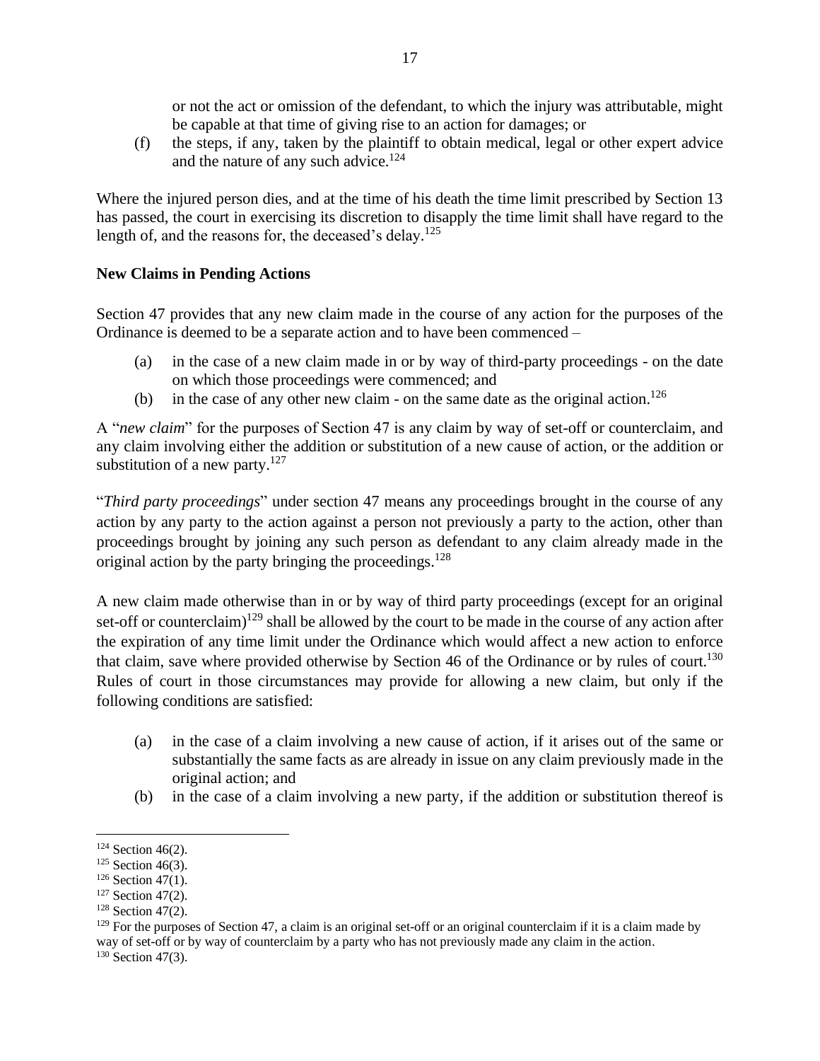or not the act or omission of the defendant, to which the injury was attributable, might be capable at that time of giving rise to an action for damages; or

(f) the steps, if any, taken by the plaintiff to obtain medical, legal or other expert advice and the nature of any such advice.[124]

Where the injured person dies, and at the time of his death the time limit prescribed by Section 13 has passed, the court in exercising its discretion to disapply the time limit shall have regard to the length of, and the reasons for, the deceased's delay.[125]

**New Claims in Pending Actions**

Section 47 provides that any new claim made in the course of any action for the purposes of the Ordinance is deemed to be a separate action and to have been commenced –

(a) in the case of a new claim made in or by way of third-party proceedings - on the date on which those proceedings were commenced; and

(b) in the case of any other new claim - on the same date as the original action.[126]

A "*new claim*" for the purposes of Section 47 is any claim by way of set-off or counterclaim, and any claim involving either the addition or substitution of a new cause of action, or the addition or substitution of a new party.[127]

"*Third party proceedings*" under section 47 means any proceedings brought in the course of any action by any party to the action against a person not previously a party to the action, other than proceedings brought by joining any such person as defendant to any claim already made in the original action by the party bringing the proceedings.[128]

A new claim made otherwise than in or by way of third party proceedings (except for an original set-off or counterclaim)[129] shall be allowed by the court to be made in the course of any action after the expiration of any time limit under the Ordinance which would affect a new action to enforce that claim, save where provided otherwise by Section 46 of the Ordinance or by rules of court.[130] Rules of court in those circumstances may provide for allowing a new claim, but only if the following conditions are satisfied:

(a) in the case of a claim involving a new cause of action, if it arises out of the same or substantially the same facts as are already in issue on any claim previously made in the original action; and

(b) in the case of a claim involving a new party, if the addition or substitution thereof is

---

[124] Section 46(2).

[125] Section 46(3).

[126] Section 47(1).

[127] Section 47(2).

[128] Section 47(2).

[129] For the purposes of Section 47, a claim is an original set-off or an original counterclaim if it is a claim made by way of set-off or by way of counterclaim by a party who has not previously made any claim in the action.

[130] Section 47(3).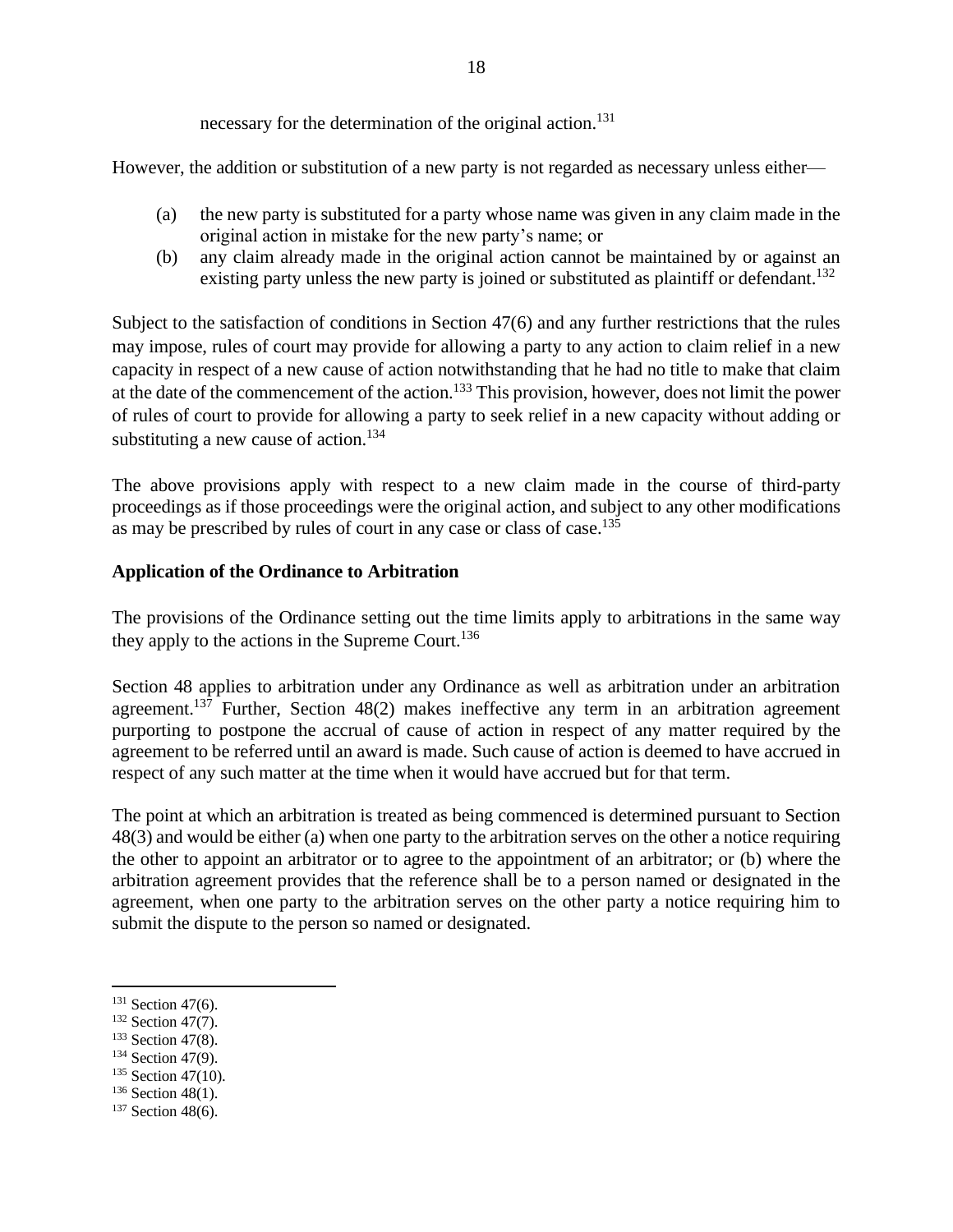necessary for the determination of the original action.[131]

However, the addition or substitution of a new party is not regarded as necessary unless either—

(a) the new party is substituted for a party whose name was given in any claim made in the original action in mistake for the new party's name; or
(b) any claim already made in the original action cannot be maintained by or against an existing party unless the new party is joined or substituted as plaintiff or defendant.[132]

Subject to the satisfaction of conditions in Section 47(6) and any further restrictions that the rules may impose, rules of court may provide for allowing a party to any action to claim relief in a new capacity in respect of a new cause of action notwithstanding that he had no title to make that claim at the date of the commencement of the action.[133] This provision, however, does not limit the power of rules of court to provide for allowing a party to seek relief in a new capacity without adding or substituting a new cause of action.[134]

The above provisions apply with respect to a new claim made in the course of third-party proceedings as if those proceedings were the original action, and subject to any other modifications as may be prescribed by rules of court in any case or class of case.[135]

**Application of the Ordinance to Arbitration**

The provisions of the Ordinance setting out the time limits apply to arbitrations in the same way they apply to the actions in the Supreme Court.[136]

Section 48 applies to arbitration under any Ordinance as well as arbitration under an arbitration agreement.[137] Further, Section 48(2) makes ineffective any term in an arbitration agreement purporting to postpone the accrual of cause of action in respect of any matter required by the agreement to be referred until an award is made. Such cause of action is deemed to have accrued in respect of any such matter at the time when it would have accrued but for that term.

The point at which an arbitration is treated as being commenced is determined pursuant to Section 48(3) and would be either (a) when one party to the arbitration serves on the other a notice requiring the other to appoint an arbitrator or to agree to the appointment of an arbitrator; or (b) where the arbitration agreement provides that the reference shall be to a person named or designated in the agreement, when one party to the arbitration serves on the other party a notice requiring him to submit the dispute to the person so named or designated.

---

[131] Section 47(6).
[132] Section 47(7).
[133] Section 47(8).
[134] Section 47(9).
[135] Section 47(10).
[136] Section 48(1).
[137] Section 48(6).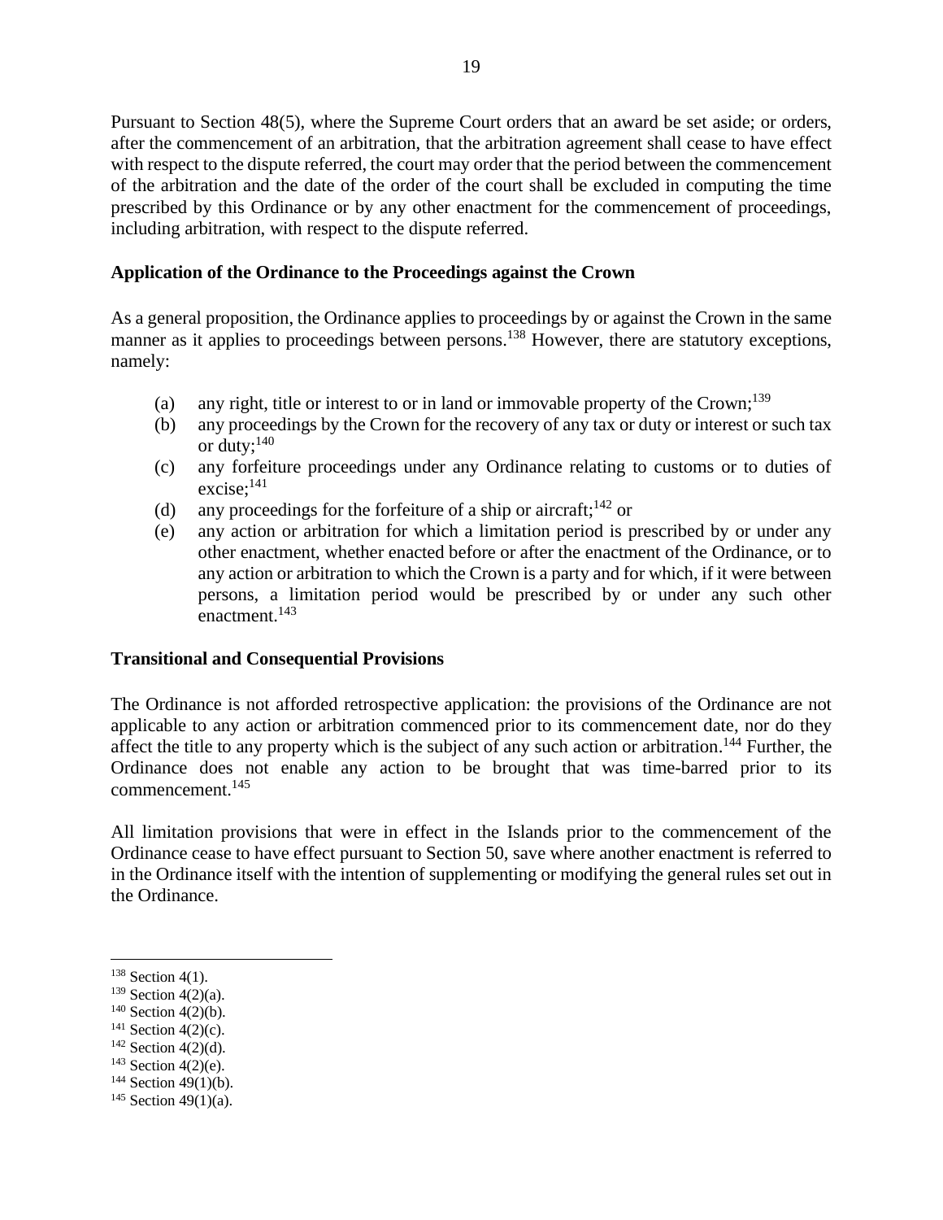Pursuant to Section 48(5), where the Supreme Court orders that an award be set aside; or orders, after the commencement of an arbitration, that the arbitration agreement shall cease to have effect with respect to the dispute referred, the court may order that the period between the commencement of the arbitration and the date of the order of the court shall be excluded in computing the time prescribed by this Ordinance or by any other enactment for the commencement of proceedings, including arbitration, with respect to the dispute referred.

### Application of the Ordinance to the Proceedings against the Crown

As a general proposition, the Ordinance applies to proceedings by or against the Crown in the same manner as it applies to proceedings between persons.[138] However, there are statutory exceptions, namely:

(a) any right, title or interest to or in land or immovable property of the Crown;[139]
(b) any proceedings by the Crown for the recovery of any tax or duty or interest or such tax or duty;[140]
(c) any forfeiture proceedings under any Ordinance relating to customs or to duties of excise;[141]
(d) any proceedings for the forfeiture of a ship or aircraft;[142] or
(e) any action or arbitration for which a limitation period is prescribed by or under any other enactment, whether enacted before or after the enactment of the Ordinance, or to any action or arbitration to which the Crown is a party and for which, if it were between persons, a limitation period would be prescribed by or under any such other enactment.[143]

### Transitional and Consequential Provisions

The Ordinance is not afforded retrospective application: the provisions of the Ordinance are not applicable to any action or arbitration commenced prior to its commencement date, nor do they affect the title to any property which is the subject of any such action or arbitration.[144] Further, the Ordinance does not enable any action to be brought that was time-barred prior to its commencement.[145]

All limitation provisions that were in effect in the Islands prior to the commencement of the Ordinance cease to have effect pursuant to Section 50, save where another enactment is referred to in the Ordinance itself with the intention of supplementing or modifying the general rules set out in the Ordinance.

---

[138] Section 4(1).
[139] Section 4(2)(a).
[140] Section 4(2)(b).
[141] Section 4(2)(c).
[142] Section 4(2)(d).
[143] Section 4(2)(e).
[144] Section 49(1)(b).
[145] Section 49(1)(a).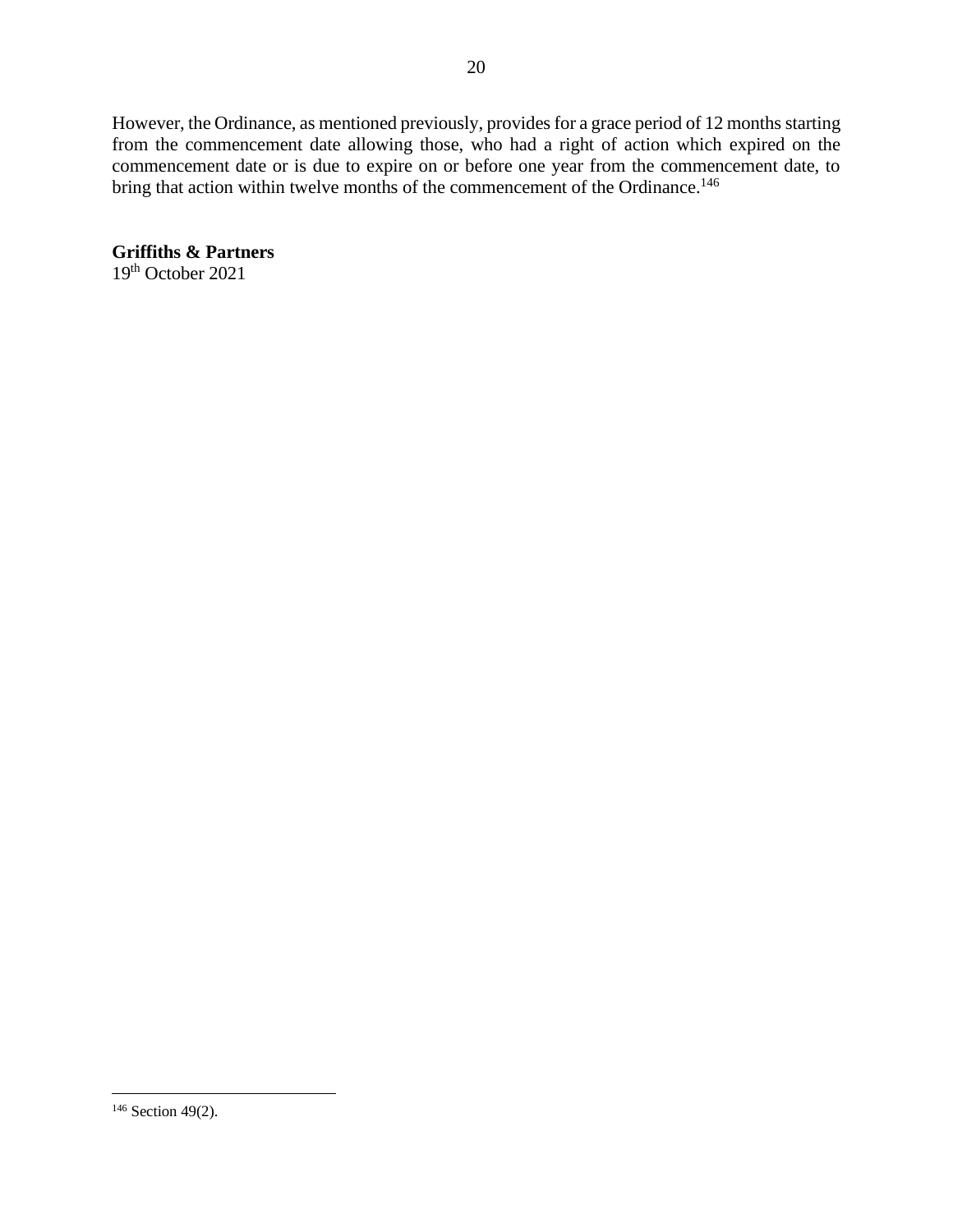However, the Ordinance, as mentioned previously, provides for a grace period of 12 months starting from the commencement date allowing those, who had a right of action which expired on the commencement date or is due to expire on or before one year from the commencement date, to bring that action within twelve months of the commencement of the Ordinance.[146]

**Griffiths & Partners**
19th October 2021

---

[146] Section 49(2).